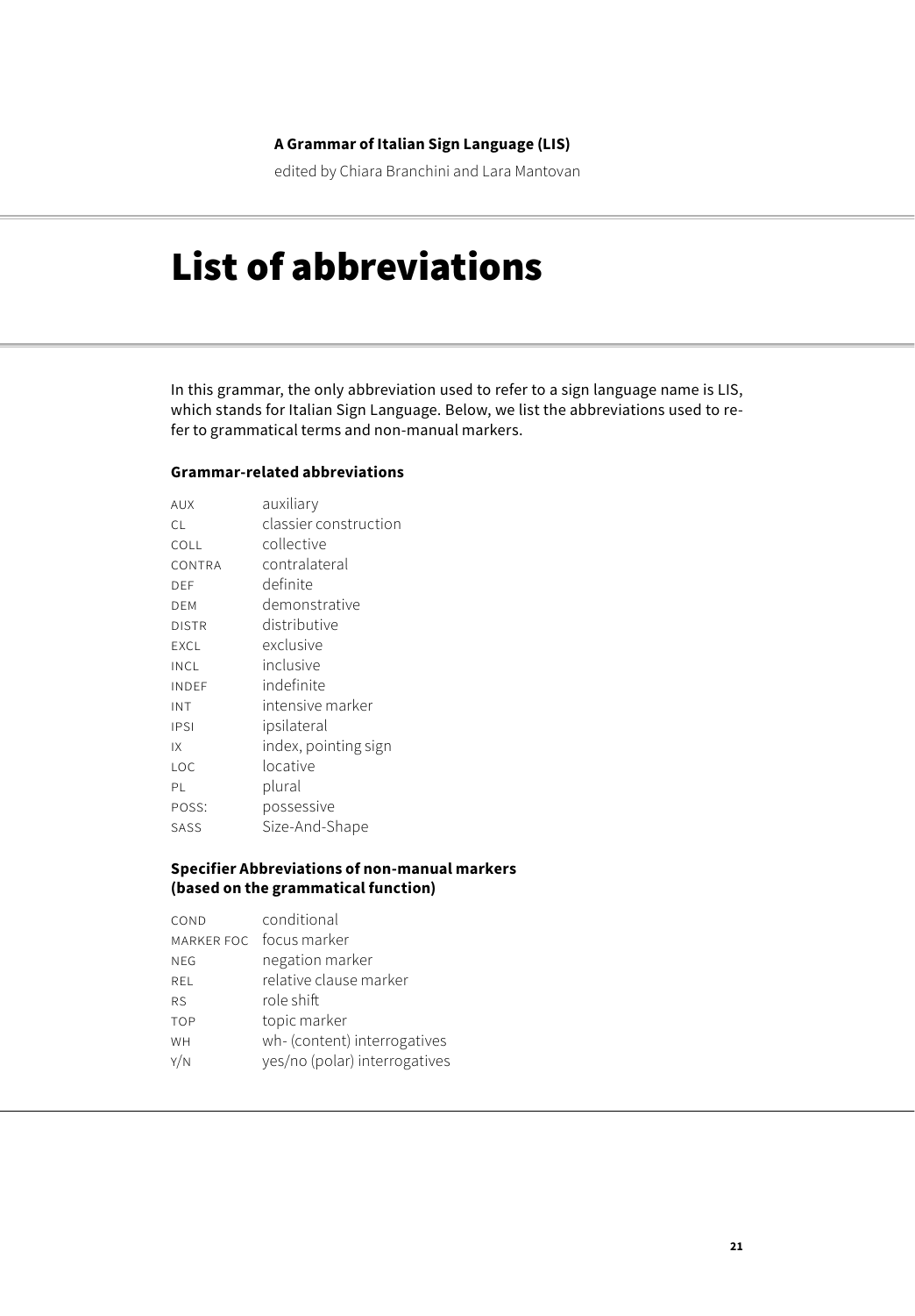# List of abbreviations

In this grammar, the only abbreviation used to refer to a sign language name is LIS, which stands for Italian Sign Language. Below, we list the abbreviations used to refer to grammatical terms and non-manual markers.

**Grammar-related abbreviations**

| | |
|---|---|
| AUX | auxiliary |
| CL | classier construction |
| COLL | collective |
| CONTRA | contralateral |
| DEF | definite |
| DEM | demonstrative |
| DISTR | distributive |
| EXCL | exclusive |
| INCL | inclusive |
| INDEF | indefinite |
| INT | intensive marker |
| IPSI | ipsilateral |
| IX | index, pointing sign |
| LOC | locative |
| PL | plural |
| POSS: | possessive |
| SASS | Size-And-Shape |

**Specifier Abbreviations of non-manual markers (based on the grammatical function)**

| | |
|---|---|
| COND | conditional |
| MARKER FOC | focus marker |
| NEG | negation marker |
| REL | relative clause marker |
| RS | role shift |
| TOP | topic marker |
| WH | wh- (content) interrogatives |
| Y/N | yes/no (polar) interrogatives |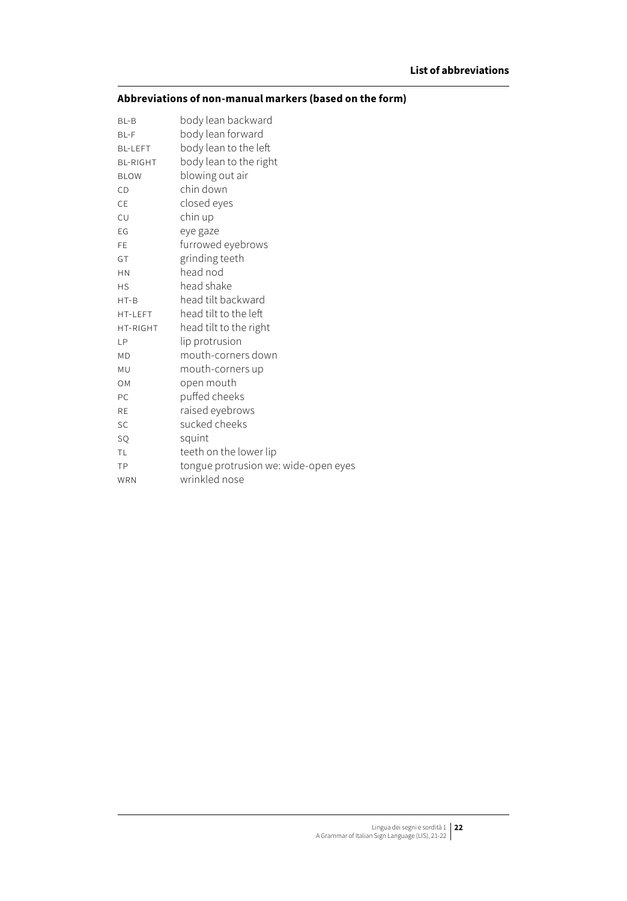## Abbreviations of non-manual markers (based on the form)

| | |
|---|---|
| BL-B | body lean backward |
| BL-F | body lean forward |
| BL-LEFT | body lean to the left |
| BL-RIGHT | body lean to the right |
| BLOW | blowing out air |
| CD | chin down |
| CE | closed eyes |
| CU | chin up |
| EG | eye gaze |
| FE | furrowed eyebrows |
| GT | grinding teeth |
| HN | head nod |
| HS | head shake |
| HT-B | head tilt backward |
| HT-LEFT | head tilt to the left |
| HT-RIGHT | head tilt to the right |
| LP | lip protrusion |
| MD | mouth-corners down |
| MU | mouth-corners up |
| OM | open mouth |
| PC | puffed cheeks |
| RE | raised eyebrows |
| SC | sucked cheeks |
| SQ | squint |
| TL | teeth on the lower lip |
| TP | tongue protrusion we: wide-open eyes |
| WRN | wrinkled nose |